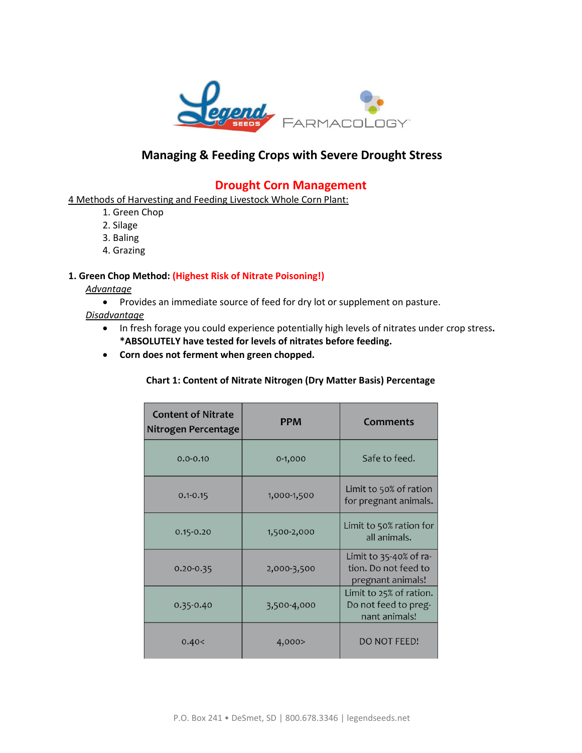# Managing & Feeding Crops with Severe Drought Stress

## Drought Corn Management

4 Methods of Harvesting and Feeding Livestock Whole Corn Plant:

1. Green Chop
2. Silage
3. Baling
4. Grazing

**1. Green Chop Method: (Highest Risk of Nitrate Poisoning!)**

*Advantage*

- Provides an immediate source of feed for dry lot or supplement on pasture.

*Disadvantage*

- In fresh forage you could experience potentially high levels of nitrates under crop stress. ***ABSOLUTELY have tested for levels of nitrates before feeding.**
- **Corn does not ferment when green chopped.**

**Chart 1: Content of Nitrate Nitrogen (Dry Matter Basis) Percentage**

| Content of Nitrate Nitrogen Percentage | PPM | Comments |
|---|---|---|
| 0.0-0.10 | 0-1,000 | Safe to feed. |
| 0.1-0.15 | 1,000-1,500 | Limit to 50% of ration for pregnant animals. |
| 0.15-0.20 | 1,500-2,000 | Limit to 50% ration for all animals. |
| 0.20-0.35 | 2,000-3,500 | Limit to 35-40% of ration. Do not feed to pregnant animals! |
| 0.35-0.40 | 3,500-4,000 | Limit to 25% of ration. Do not feed to pregnant animals! |
| 0.40< | 4,000> | DO NOT FEED! |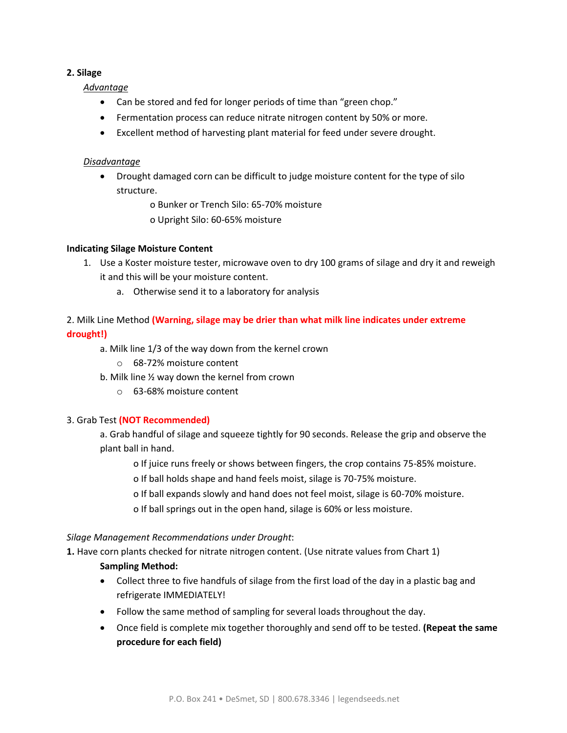**2. Silage**

*Advantage*

- Can be stored and fed for longer periods of time than "green chop."
- Fermentation process can reduce nitrate nitrogen content by 50% or more.
- Excellent method of harvesting plant material for feed under severe drought.

*Disadvantage*

- Drought damaged corn can be difficult to judge moisture content for the type of silo structure.
  - Bunker or Trench Silo: 65-70% moisture
  - Upright Silo: 60-65% moisture

**Indicating Silage Moisture Content**

1. Use a Koster moisture tester, microwave oven to dry 100 grams of silage and dry it and reweigh it and this will be your moisture content.
   a. Otherwise send it to a laboratory for analysis

2. Milk Line Method **(Warning, silage may be drier than what milk line indicates under extreme drought!)**

   a. Milk line 1/3 of the way down from the kernel crown
      - 68-72% moisture content

   b. Milk line ½ way down the kernel from crown
      - 63-68% moisture content

3. Grab Test **(NOT Recommended)**

   a. Grab handful of silage and squeeze tightly for 90 seconds. Release the grip and observe the plant ball in hand.
      - If juice runs freely or shows between fingers, the crop contains 75-85% moisture.
      - If ball holds shape and hand feels moist, silage is 70-75% moisture.
      - If ball expands slowly and hand does not feel moist, silage is 60-70% moisture.
      - If ball springs out in the open hand, silage is 60% or less moisture.

*Silage Management Recommendations under Drought*:

**1.** Have corn plants checked for nitrate nitrogen content. (Use nitrate values from Chart 1)

**Sampling Method:**

- Collect three to five handfuls of silage from the first load of the day in a plastic bag and refrigerate IMMEDIATELY!
- Follow the same method of sampling for several loads throughout the day.
- Once field is complete mix together thoroughly and send off to be tested. **(Repeat the same procedure for each field)**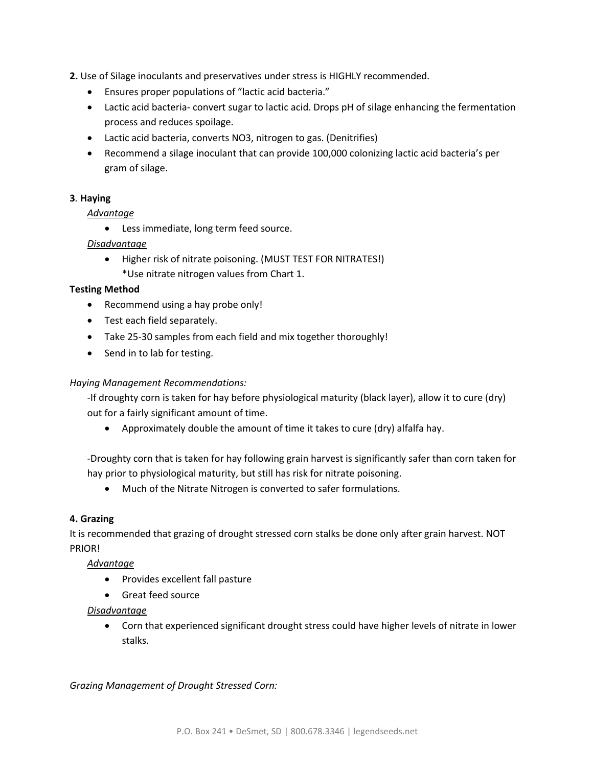**2.** Use of Silage inoculants and preservatives under stress is HIGHLY recommended.

- Ensures proper populations of "lactic acid bacteria."
- Lactic acid bacteria- convert sugar to lactic acid. Drops pH of silage enhancing the fermentation process and reduces spoilage.
- Lactic acid bacteria, converts NO3, nitrogen to gas. (Denitrifies)
- Recommend a silage inoculant that can provide 100,000 colonizing lactic acid bacteria's per gram of silage.

**3. Haying**

<u>*Advantage*</u>

- Less immediate, long term feed source.

<u>*Disadvantage*</u>

- Higher risk of nitrate poisoning. (MUST TEST FOR NITRATES!)
  *Use nitrate nitrogen values from Chart 1.

**Testing Method**

- Recommend using a hay probe only!
- Test each field separately.
- Take 25-30 samples from each field and mix together thoroughly!
- Send in to lab for testing.

*Haying Management Recommendations:*

-If droughty corn is taken for hay before physiological maturity (black layer), allow it to cure (dry) out for a fairly significant amount of time.

- Approximately double the amount of time it takes to cure (dry) alfalfa hay.

-Droughty corn that is taken for hay following grain harvest is significantly safer than corn taken for hay prior to physiological maturity, but still has risk for nitrate poisoning.

- Much of the Nitrate Nitrogen is converted to safer formulations.

**4. Grazing**

It is recommended that grazing of drought stressed corn stalks be done only after grain harvest. NOT PRIOR!

<u>*Advantage*</u>

- Provides excellent fall pasture
- Great feed source

<u>*Disadvantage*</u>

- Corn that experienced significant drought stress could have higher levels of nitrate in lower stalks.

*Grazing Management of Drought Stressed Corn:*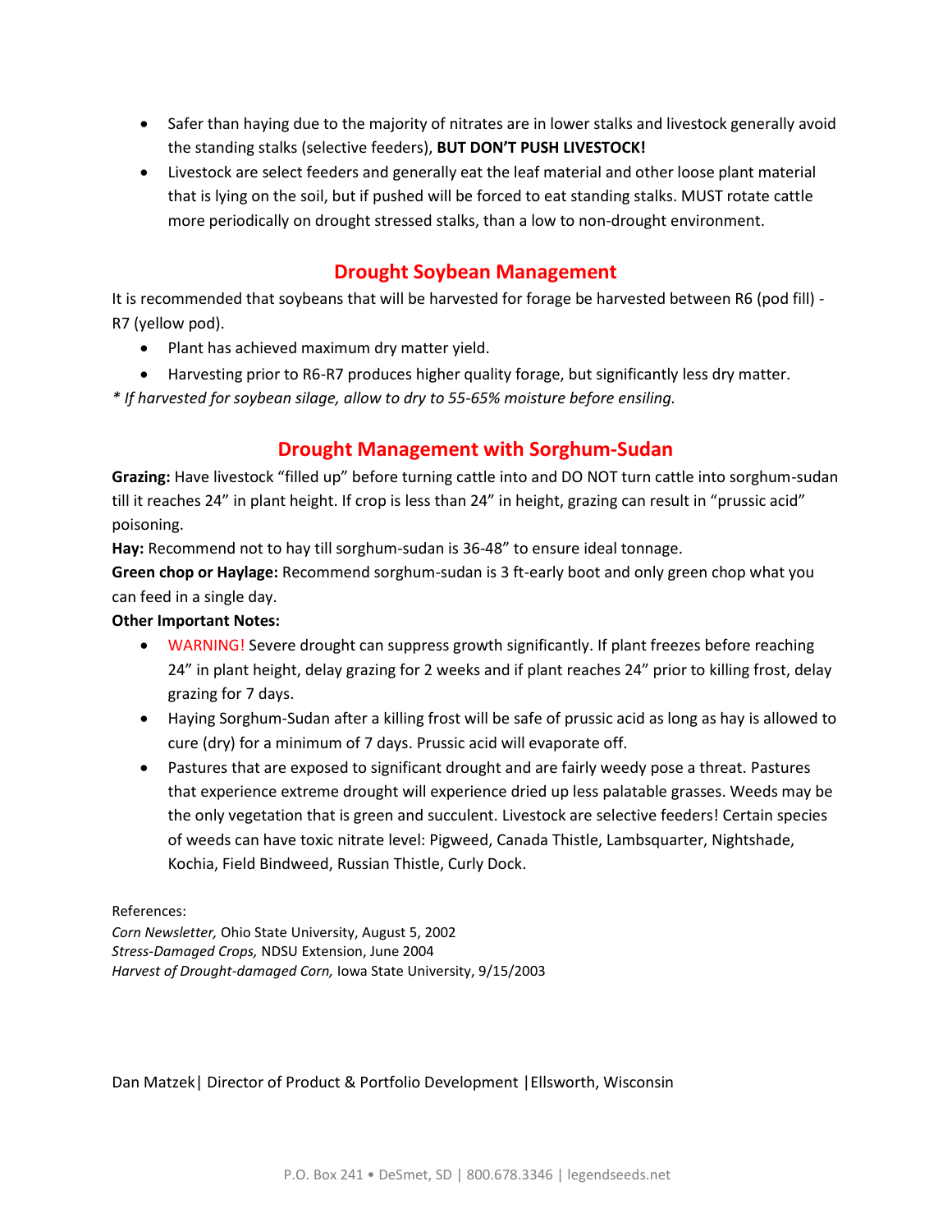- Safer than haying due to the majority of nitrates are in lower stalks and livestock generally avoid the standing stalks (selective feeders), **BUT DON'T PUSH LIVESTOCK!**
- Livestock are select feeders and generally eat the leaf material and other loose plant material that is lying on the soil, but if pushed will be forced to eat standing stalks. MUST rotate cattle more periodically on drought stressed stalks, than a low to non-drought environment.

## Drought Soybean Management

It is recommended that soybeans that will be harvested for forage be harvested between R6 (pod fill) - R7 (yellow pod).

- Plant has achieved maximum dry matter yield.
- Harvesting prior to R6-R7 produces higher quality forage, but significantly less dry matter.

*\* If harvested for soybean silage, allow to dry to 55-65% moisture before ensiling.*

## Drought Management with Sorghum-Sudan

**Grazing:** Have livestock "filled up" before turning cattle into and DO NOT turn cattle into sorghum-sudan till it reaches 24" in plant height. If crop is less than 24" in height, grazing can result in "prussic acid" poisoning.

**Hay:** Recommend not to hay till sorghum-sudan is 36-48" to ensure ideal tonnage.

**Green chop or Haylage:** Recommend sorghum-sudan is 3 ft-early boot and only green chop what you can feed in a single day.

**Other Important Notes:**

- WARNING! Severe drought can suppress growth significantly. If plant freezes before reaching 24" in plant height, delay grazing for 2 weeks and if plant reaches 24" prior to killing frost, delay grazing for 7 days.
- Haying Sorghum-Sudan after a killing frost will be safe of prussic acid as long as hay is allowed to cure (dry) for a minimum of 7 days. Prussic acid will evaporate off.
- Pastures that are exposed to significant drought and are fairly weedy pose a threat. Pastures that experience extreme drought will experience dried up less palatable grasses. Weeds may be the only vegetation that is green and succulent. Livestock are selective feeders! Certain species of weeds can have toxic nitrate level: Pigweed, Canada Thistle, Lambsquarter, Nightshade, Kochia, Field Bindweed, Russian Thistle, Curly Dock.

References:
*Corn Newsletter,* Ohio State University, August 5, 2002
*Stress-Damaged Crops,* NDSU Extension, June 2004
*Harvest of Drought-damaged Corn,* Iowa State University, 9/15/2003

Dan Matzek| Director of Product & Portfolio Development |Ellsworth, Wisconsin

P.O. Box 241 • DeSmet, SD | 800.678.3346 | legendseeds.net